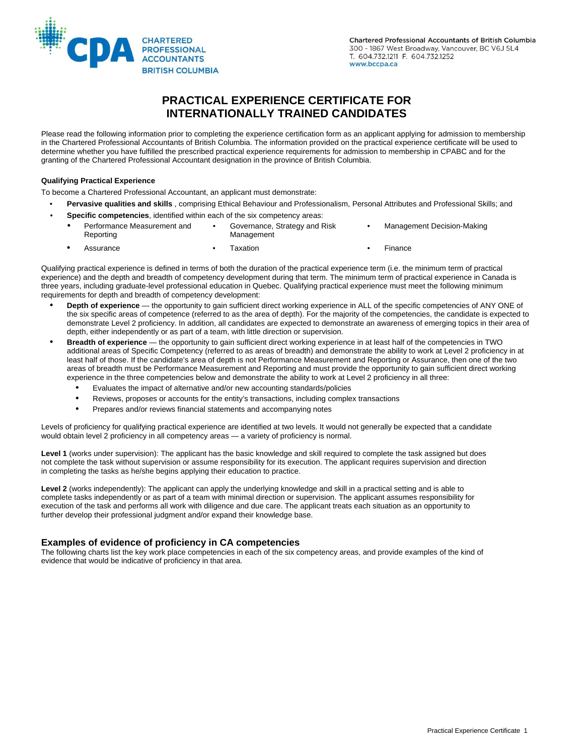CHARTERED PROFESSIONAL ACCOUNTANTS BRITISH COLUMBIA

Chartered Professional Accountants of British Columbia
300 - 1867 West Broadway, Vancouver, BC V6J 5L4
T. 604.732.1211 F. 604.732.1252
www.bccpa.ca

# PRACTICAL EXPERIENCE CERTIFICATE FOR INTERNATIONALLY TRAINED CANDIDATES

Please read the following information prior to completing the experience certification form as an applicant applying for admission to membership in the Chartered Professional Accountants of British Columbia. The information provided on the practical experience certificate will be used to determine whether you have fulfilled the prescribed practical experience requirements for admission to membership in CPABC and for the granting of the Chartered Professional Accountant designation in the province of British Columbia.

**Qualifying Practical Experience**

To become a Chartered Professional Accountant, an applicant must demonstrate:

- **Pervasive qualities and skills** , comprising Ethical Behaviour and Professionalism, Personal Attributes and Professional Skills; and
- **Specific competencies**, identified within each of the six competency areas:
  - Performance Measurement and Reporting
  - Governance, Strategy and Risk Management
  - Management Decision-Making
  - Assurance
  - Taxation
  - Finance

Qualifying practical experience is defined in terms of both the duration of the practical experience term (i.e. the minimum term of practical experience) and the depth and breadth of competency development during that term. The minimum term of practical experience in Canada is three years, including graduate-level professional education in Quebec. Qualifying practical experience must meet the following minimum requirements for depth and breadth of competency development:

- **Depth of experience** — the opportunity to gain sufficient direct working experience in ALL of the specific competencies of ANY ONE of the six specific areas of competence (referred to as the area of depth). For the majority of the competencies, the candidate is expected to demonstrate Level 2 proficiency. In addition, all candidates are expected to demonstrate an awareness of emerging topics in their area of depth, either independently or as part of a team, with little direction or supervision.
- **Breadth of experience** — the opportunity to gain sufficient direct working experience in at least half of the competencies in TWO additional areas of Specific Competency (referred to as areas of breadth) and demonstrate the ability to work at Level 2 proficiency in at least half of those. If the candidate's area of depth is not Performance Measurement and Reporting or Assurance, then one of the two areas of breadth must be Performance Measurement and Reporting and must provide the opportunity to gain sufficient direct working experience in the three competencies below and demonstrate the ability to work at Level 2 proficiency in all three:
  - Evaluates the impact of alternative and/or new accounting standards/policies
  - Reviews, proposes or accounts for the entity's transactions, including complex transactions
  - Prepares and/or reviews financial statements and accompanying notes

Levels of proficiency for qualifying practical experience are identified at two levels. It would not generally be expected that a candidate would obtain level 2 proficiency in all competency areas — a variety of proficiency is normal.

**Level 1** (works under supervision): The applicant has the basic knowledge and skill required to complete the task assigned but does not complete the task without supervision or assume responsibility for its execution. The applicant requires supervision and direction in completing the tasks as he/she begins applying their education to practice.

**Level 2** (works independently): The applicant can apply the underlying knowledge and skill in a practical setting and is able to complete tasks independently or as part of a team with minimal direction or supervision. The applicant assumes responsibility for execution of the task and performs all work with diligence and due care. The applicant treats each situation as an opportunity to further develop their professional judgment and/or expand their knowledge base.

## Examples of evidence of proficiency in CA competencies

The following charts list the key work place competencies in each of the six competency areas, and provide examples of the kind of evidence that would be indicative of proficiency in that area.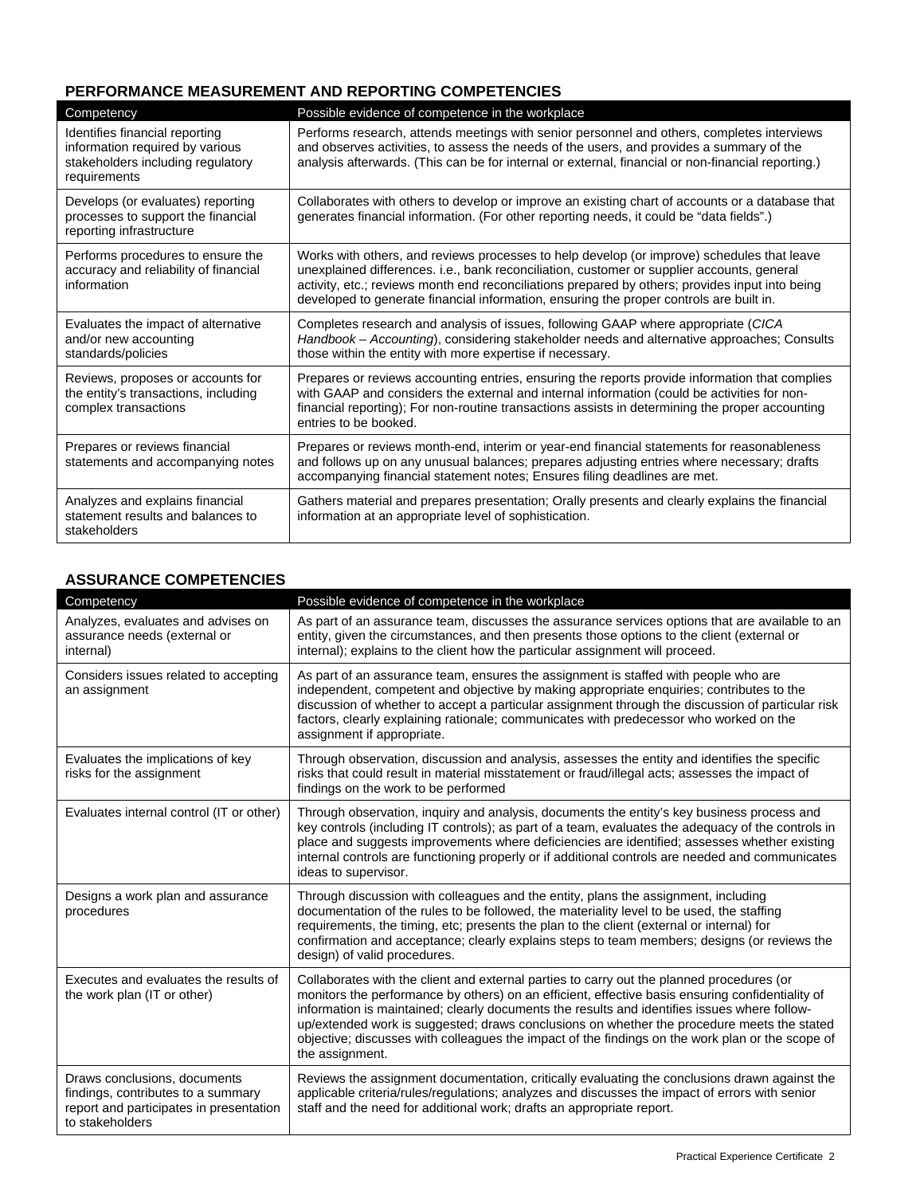## PERFORMANCE MEASUREMENT AND REPORTING COMPETENCIES

| Competency | Possible evidence of competence in the workplace |
| --- | --- |
| Identifies financial reporting information required by various stakeholders including regulatory requirements | Performs research, attends meetings with senior personnel and others, completes interviews and observes activities, to assess the needs of the users, and provides a summary of the analysis afterwards. (This can be for internal or external, financial or non-financial reporting.) |
| Develops (or evaluates) reporting processes to support the financial reporting infrastructure | Collaborates with others to develop or improve an existing chart of accounts or a database that generates financial information. (For other reporting needs, it could be "data fields".) |
| Performs procedures to ensure the accuracy and reliability of financial information | Works with others, and reviews processes to help develop (or improve) schedules that leave unexplained differences. i.e., bank reconciliation, customer or supplier accounts, general activity, etc.; reviews month end reconciliations prepared by others; provides input into being developed to generate financial information, ensuring the proper controls are built in. |
| Evaluates the impact of alternative and/or new accounting standards/policies | Completes research and analysis of issues, following GAAP where appropriate (*CICA Handbook – Accounting*), considering stakeholder needs and alternative approaches; Consults those within the entity with more expertise if necessary. |
| Reviews, proposes or accounts for the entity's transactions, including complex transactions | Prepares or reviews accounting entries, ensuring the reports provide information that complies with GAAP and considers the external and internal information (could be activities for non-financial reporting); For non-routine transactions assists in determining the proper accounting entries to be booked. |
| Prepares or reviews financial statements and accompanying notes | Prepares or reviews month-end, interim or year-end financial statements for reasonableness and follows up on any unusual balances; prepares adjusting entries where necessary; drafts accompanying financial statement notes; Ensures filing deadlines are met. |
| Analyzes and explains financial statement results and balances to stakeholders | Gathers material and prepares presentation; Orally presents and clearly explains the financial information at an appropriate level of sophistication. |

## ASSURANCE COMPETENCIES

| Competency | Possible evidence of competence in the workplace |
| --- | --- |
| Analyzes, evaluates and advises on assurance needs (external or internal) | As part of an assurance team, discusses the assurance services options that are available to an entity, given the circumstances, and then presents those options to the client (external or internal); explains to the client how the particular assignment will proceed. |
| Considers issues related to accepting an assignment | As part of an assurance team, ensures the assignment is staffed with people who are independent, competent and objective by making appropriate enquiries; contributes to the discussion of whether to accept a particular assignment through the discussion of particular risk factors, clearly explaining rationale; communicates with predecessor who worked on the assignment if appropriate. |
| Evaluates the implications of key risks for the assignment | Through observation, discussion and analysis, assesses the entity and identifies the specific risks that could result in material misstatement or fraud/illegal acts; assesses the impact of findings on the work to be performed |
| Evaluates internal control (IT or other) | Through observation, inquiry and analysis, documents the entity's key business process and key controls (including IT controls); as part of a team, evaluates the adequacy of the controls in place and suggests improvements where deficiencies are identified; assesses whether existing internal controls are functioning properly or if additional controls are needed and communicates ideas to supervisor. |
| Designs a work plan and assurance procedures | Through discussion with colleagues and the entity, plans the assignment, including documentation of the rules to be followed, the materiality level to be used, the staffing requirements, the timing, etc; presents the plan to the client (external or internal) for confirmation and acceptance; clearly explains steps to team members; designs (or reviews the design) of valid procedures. |
| Executes and evaluates the results of the work plan (IT or other) | Collaborates with the client and external parties to carry out the planned procedures (or monitors the performance by others) on an efficient, effective basis ensuring confidentiality of information is maintained; clearly documents the results and identifies issues where follow-up/extended work is suggested; draws conclusions on whether the procedure meets the stated objective; discusses with colleagues the impact of the findings on the work plan or the scope of the assignment. |
| Draws conclusions, documents findings, contributes to a summary report and participates in presentation to stakeholders | Reviews the assignment documentation, critically evaluating the conclusions drawn against the applicable criteria/rules/regulations; analyzes and discusses the impact of errors with senior staff and the need for additional work; drafts an appropriate report. |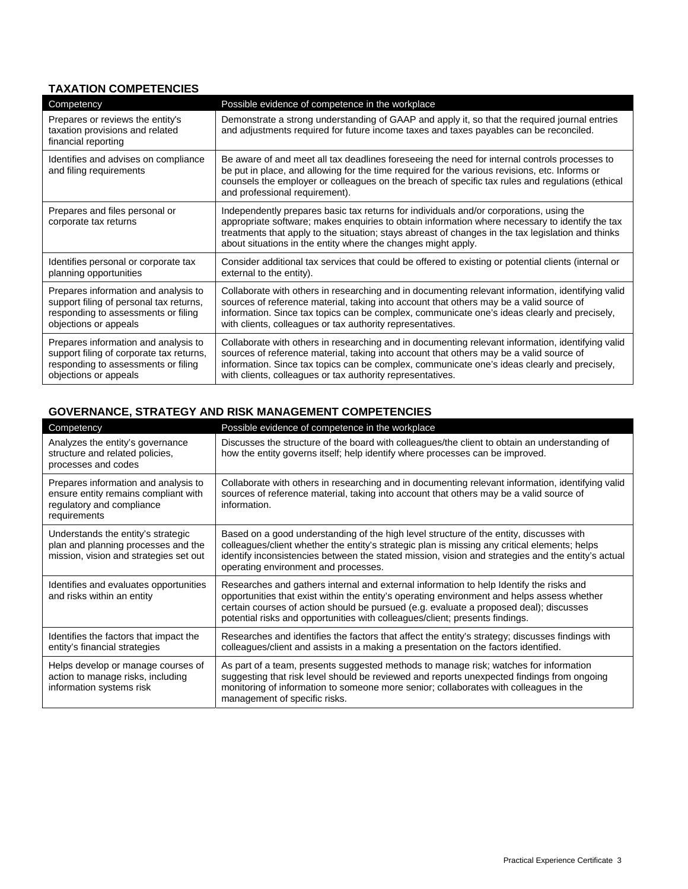## TAXATION COMPETENCIES

| Competency | Possible evidence of competence in the workplace |
|---|---|
| Prepares or reviews the entity's taxation provisions and related financial reporting | Demonstrate a strong understanding of GAAP and apply it, so that the required journal entries and adjustments required for future income taxes and taxes payables can be reconciled. |
| Identifies and advises on compliance and filing requirements | Be aware of and meet all tax deadlines foreseeing the need for internal controls processes to be put in place, and allowing for the time required for the various revisions, etc. Informs or counsels the employer or colleagues on the breach of specific tax rules and regulations (ethical and professional requirement). |
| Prepares and files personal or corporate tax returns | Independently prepares basic tax returns for individuals and/or corporations, using the appropriate software; makes enquiries to obtain information where necessary to identify the tax treatments that apply to the situation; stays abreast of changes in the tax legislation and thinks about situations in the entity where the changes might apply. |
| Identifies personal or corporate tax planning opportunities | Consider additional tax services that could be offered to existing or potential clients (internal or external to the entity). |
| Prepares information and analysis to support filing of personal tax returns, responding to assessments or filing objections or appeals | Collaborate with others in researching and in documenting relevant information, identifying valid sources of reference material, taking into account that others may be a valid source of information. Since tax topics can be complex, communicate one's ideas clearly and precisely, with clients, colleagues or tax authority representatives. |
| Prepares information and analysis to support filing of corporate tax returns, responding to assessments or filing objections or appeals | Collaborate with others in researching and in documenting relevant information, identifying valid sources of reference material, taking into account that others may be a valid source of information. Since tax topics can be complex, communicate one's ideas clearly and precisely, with clients, colleagues or tax authority representatives. |

## GOVERNANCE, STRATEGY AND RISK MANAGEMENT COMPETENCIES

| Competency | Possible evidence of competence in the workplace |
|---|---|
| Analyzes the entity's governance structure and related policies, processes and codes | Discusses the structure of the board with colleagues/the client to obtain an understanding of how the entity governs itself; help identify where processes can be improved. |
| Prepares information and analysis to ensure entity remains compliant with regulatory and compliance requirements | Collaborate with others in researching and in documenting relevant information, identifying valid sources of reference material, taking into account that others may be a valid source of information. |
| Understands the entity's strategic plan and planning processes and the mission, vision and strategies set out | Based on a good understanding of the high level structure of the entity, discusses with colleagues/client whether the entity's strategic plan is missing any critical elements; helps identify inconsistencies between the stated mission, vision and strategies and the entity's actual operating environment and processes. |
| Identifies and evaluates opportunities and risks within an entity | Researches and gathers internal and external information to help Identify the risks and opportunities that exist within the entity's operating environment and helps assess whether certain courses of action should be pursued (e.g. evaluate a proposed deal); discusses potential risks and opportunities with colleagues/client; presents findings. |
| Identifies the factors that impact the entity's financial strategies | Researches and identifies the factors that affect the entity's strategy; discusses findings with colleagues/client and assists in a making a presentation on the factors identified. |
| Helps develop or manage courses of action to manage risks, including information systems risk | As part of a team, presents suggested methods to manage risk; watches for information suggesting that risk level should be reviewed and reports unexpected findings from ongoing monitoring of information to someone more senior; collaborates with colleagues in the management of specific risks. |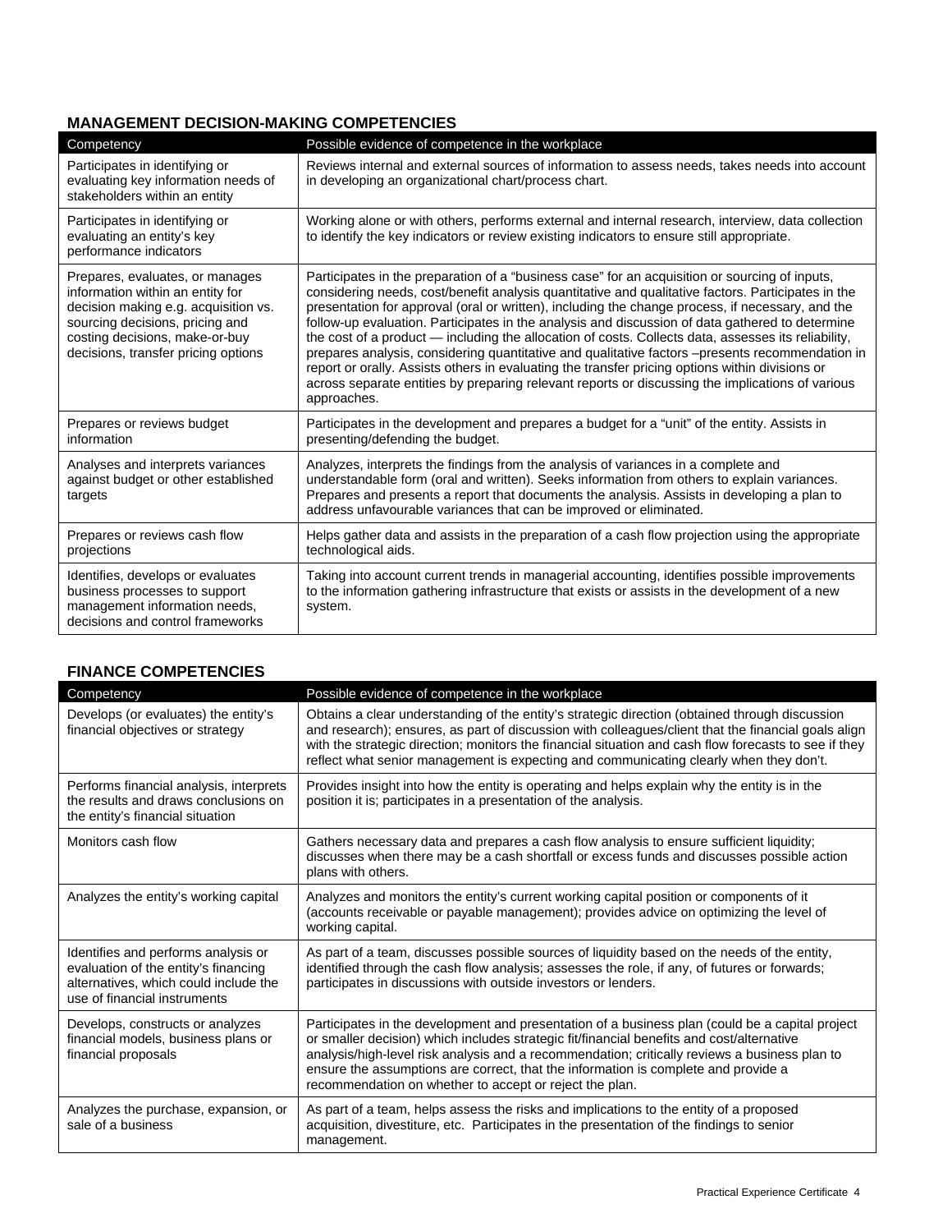## MANAGEMENT DECISION-MAKING COMPETENCIES

| Competency | Possible evidence of competence in the workplace |
|---|---|
| Participates in identifying or evaluating key information needs of stakeholders within an entity | Reviews internal and external sources of information to assess needs, takes needs into account in developing an organizational chart/process chart. |
| Participates in identifying or evaluating an entity's key performance indicators | Working alone or with others, performs external and internal research, interview, data collection to identify the key indicators or review existing indicators to ensure still appropriate. |
| Prepares, evaluates, or manages information within an entity for decision making e.g. acquisition vs. sourcing decisions, pricing and costing decisions, make-or-buy decisions, transfer pricing options | Participates in the preparation of a "business case" for an acquisition or sourcing of inputs, considering needs, cost/benefit analysis quantitative and qualitative factors. Participates in the presentation for approval (oral or written), including the change process, if necessary, and the follow-up evaluation. Participates in the analysis and discussion of data gathered to determine the cost of a product — including the allocation of costs. Collects data, assesses its reliability, prepares analysis, considering quantitative and qualitative factors –presents recommendation in report or orally. Assists others in evaluating the transfer pricing options within divisions or across separate entities by preparing relevant reports or discussing the implications of various approaches. |
| Prepares or reviews budget information | Participates in the development and prepares a budget for a "unit" of the entity. Assists in presenting/defending the budget. |
| Analyses and interprets variances against budget or other established targets | Analyzes, interprets the findings from the analysis of variances in a complete and understandable form (oral and written). Seeks information from others to explain variances. Prepares and presents a report that documents the analysis. Assists in developing a plan to address unfavourable variances that can be improved or eliminated. |
| Prepares or reviews cash flow projections | Helps gather data and assists in the preparation of a cash flow projection using the appropriate technological aids. |
| Identifies, develops or evaluates business processes to support management information needs, decisions and control frameworks | Taking into account current trends in managerial accounting, identifies possible improvements to the information gathering infrastructure that exists or assists in the development of a new system. |

## FINANCE COMPETENCIES

| Competency | Possible evidence of competence in the workplace |
|---|---|
| Develops (or evaluates) the entity's financial objectives or strategy | Obtains a clear understanding of the entity's strategic direction (obtained through discussion and research); ensures, as part of discussion with colleagues/client that the financial goals align with the strategic direction; monitors the financial situation and cash flow forecasts to see if they reflect what senior management is expecting and communicating clearly when they don't. |
| Performs financial analysis, interprets the results and draws conclusions on the entity's financial situation | Provides insight into how the entity is operating and helps explain why the entity is in the position it is; participates in a presentation of the analysis. |
| Monitors cash flow | Gathers necessary data and prepares a cash flow analysis to ensure sufficient liquidity; discusses when there may be a cash shortfall or excess funds and discusses possible action plans with others. |
| Analyzes the entity's working capital | Analyzes and monitors the entity's current working capital position or components of it (accounts receivable or payable management); provides advice on optimizing the level of working capital. |
| Identifies and performs analysis or evaluation of the entity's financing alternatives, which could include the use of financial instruments | As part of a team, discusses possible sources of liquidity based on the needs of the entity, identified through the cash flow analysis; assesses the role, if any, of futures or forwards; participates in discussions with outside investors or lenders. |
| Develops, constructs or analyzes financial models, business plans or financial proposals | Participates in the development and presentation of a business plan (could be a capital project or smaller decision) which includes strategic fit/financial benefits and cost/alternative analysis/high-level risk analysis and a recommendation; critically reviews a business plan to ensure the assumptions are correct, that the information is complete and provide a recommendation on whether to accept or reject the plan. |
| Analyzes the purchase, expansion, or sale of a business | As part of a team, helps assess the risks and implications to the entity of a proposed acquisition, divestiture, etc. Participates in the presentation of the findings to senior management. |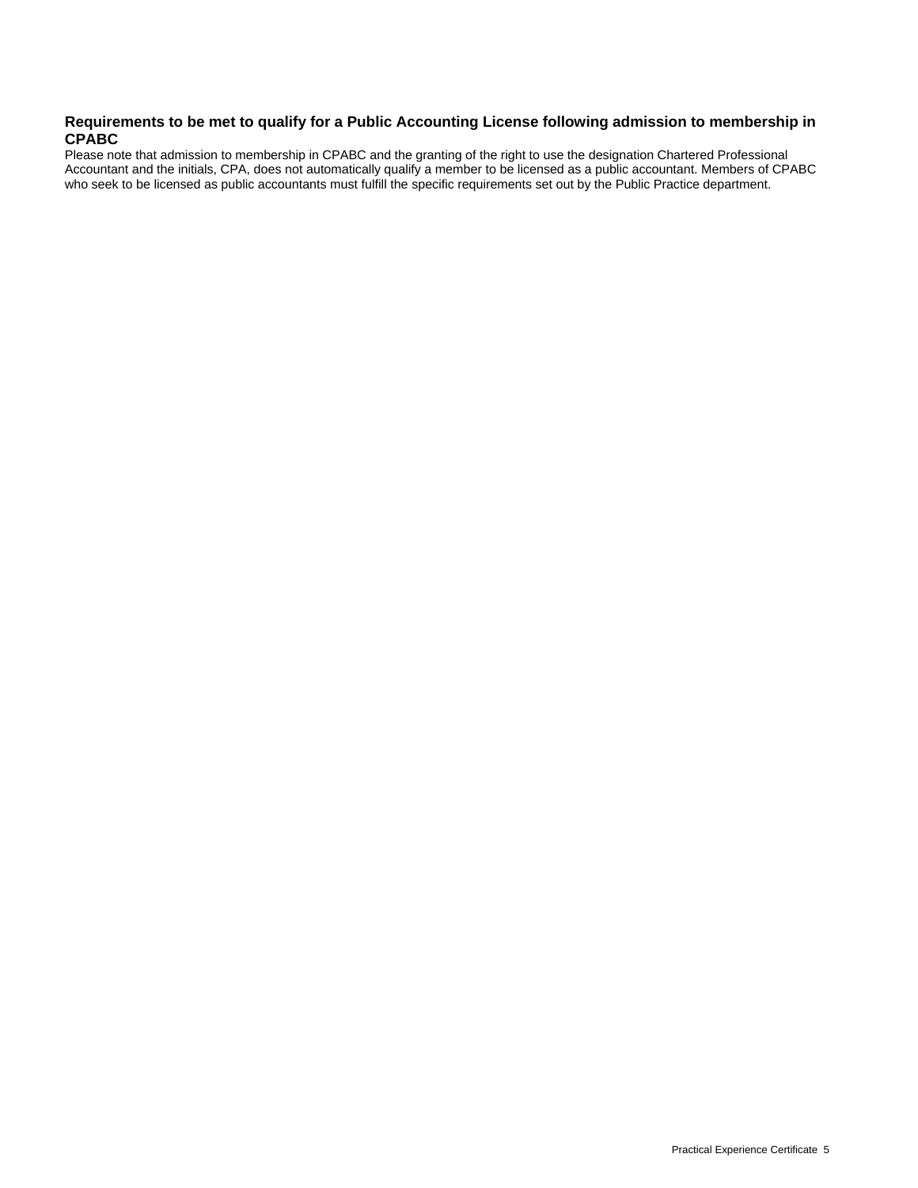### Requirements to be met to qualify for a Public Accounting License following admission to membership in CPABC

Please note that admission to membership in CPABC and the granting of the right to use the designation Chartered Professional Accountant and the initials, CPA, does not automatically qualify a member to be licensed as a public accountant. Members of CPABC who seek to be licensed as public accountants must fulfill the specific requirements set out by the Public Practice department.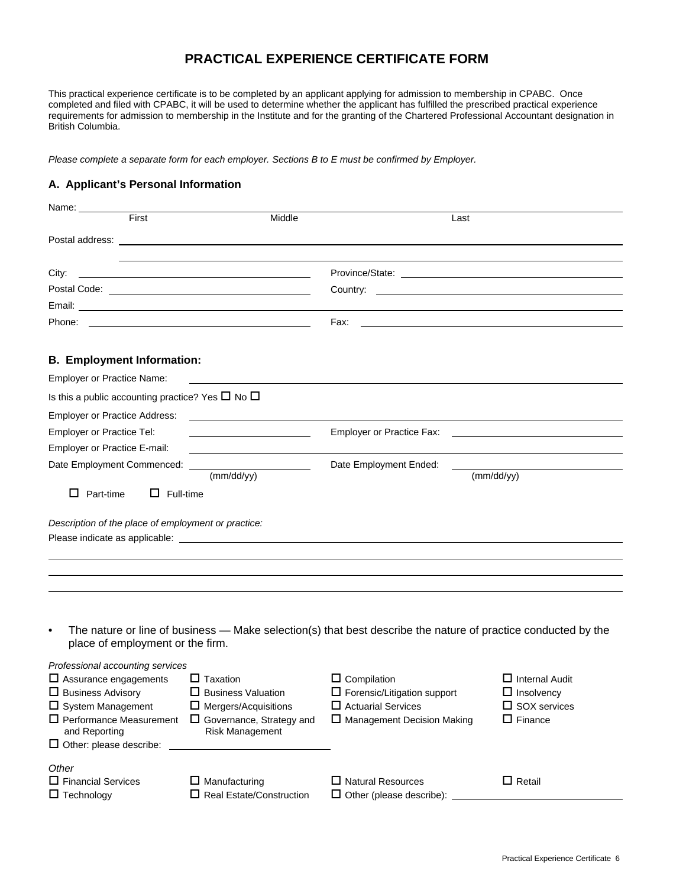# PRACTICAL EXPERIENCE CERTIFICATE FORM

This practical experience certificate is to be completed by an applicant applying for admission to membership in CPABC. Once completed and filed with CPABC, it will be used to determine whether the applicant has fulfilled the prescribed practical experience requirements for admission to membership in the Institute and for the granting of the Chartered Professional Accountant designation in British Columbia.

*Please complete a separate form for each employer. Sections B to E must be confirmed by Employer.*

## A. Applicant's Personal Information

Name: ______________________________________________
First Middle Last

Postal address: ______________________________________________

______________________________________________

City: ______________________ Province/State: ______________________

Postal Code: ______________________ Country: ______________________

Email: ______________________________________________

Phone: ______________________ Fax: ______________________

## B. Employment Information:

Employer or Practice Name: ______________________________________________

Is this a public accounting practice? Yes ☐ No ☐

Employer or Practice Address: ______________________________________________

Employer or Practice Tel: ______________________ Employer or Practice Fax: ______________________

Employer or Practice E-mail: ______________________________________________

Date Employment Commenced: ______________________ (mm/dd/yy) Date Employment Ended: ______________________ (mm/dd/yy)

☐ Part-time ☐ Full-time

*Description of the place of employment or practice:*

Please indicate as applicable: ______________________________________________

______________________________________________

______________________________________________

______________________________________________

- The nature or line of business — Make selection(s) that best describe the nature of practice conducted by the place of employment or the firm.

*Professional accounting services*

☐ Assurance engagements ☐ Taxation ☐ Compilation ☐ Internal Audit
☐ Business Advisory ☐ Business Valuation ☐ Forensic/Litigation support ☐ Insolvency
☐ System Management ☐ Mergers/Acquisitions ☐ Actuarial Services ☐ SOX services
☐ Performance Measurement and Reporting ☐ Governance, Strategy and Risk Management ☐ Management Decision Making ☐ Finance
☐ Other: please describe: ______________________

*Other*

☐ Financial Services ☐ Manufacturing ☐ Natural Resources ☐ Retail
☐ Technology ☐ Real Estate/Construction ☐ Other (please describe): ______________________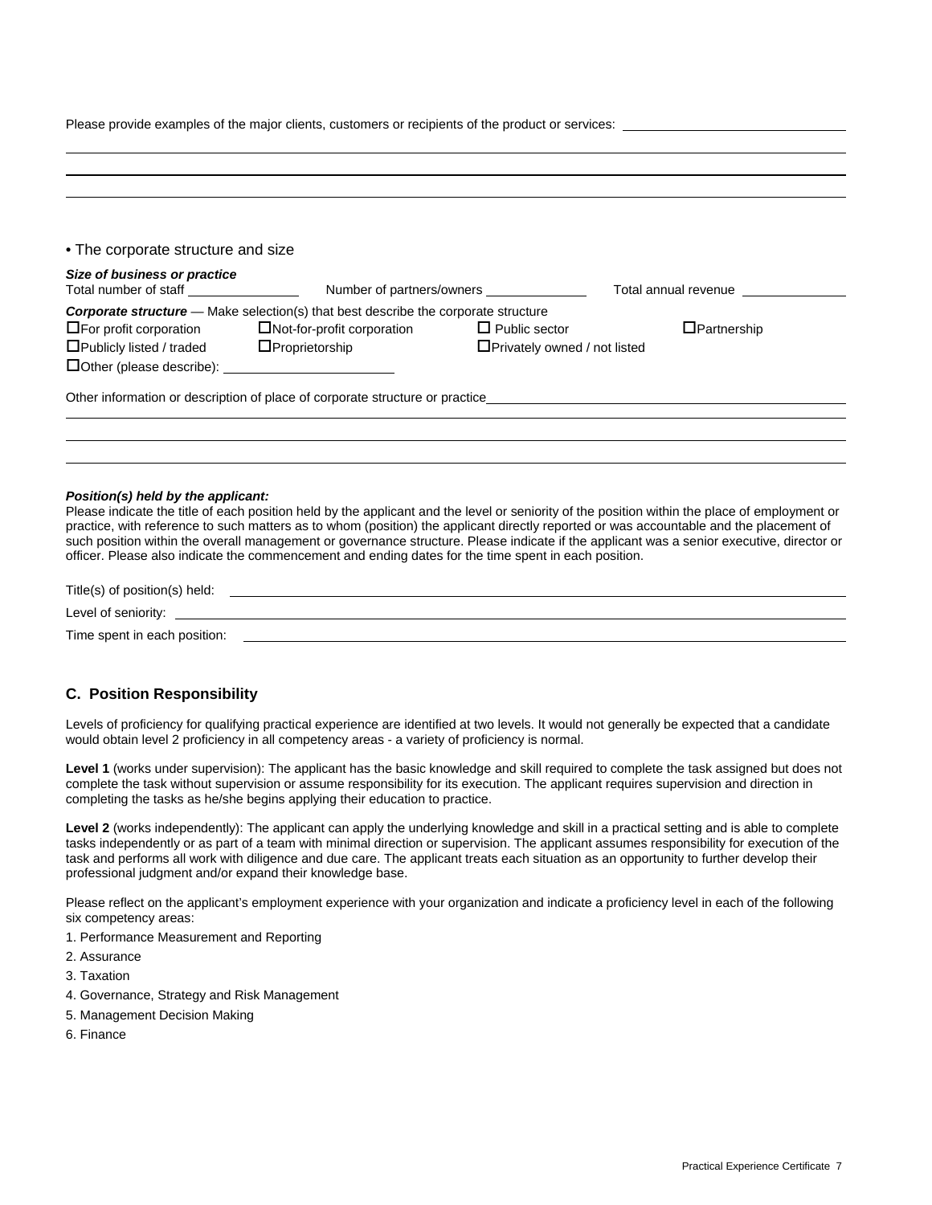Please provide examples of the major clients, customers or recipients of the product or services: ______________________________

______________________________________________________________________________

______________________________________________________________________________

______________________________________________________________________________

• The corporate structure and size

***Size of business or practice***

Total number of staff ______________ Number of partners/owners ______________ Total annual revenue ______________

***Corporate structure*** — Make selection(s) that best describe the corporate structure

- ☐ For profit corporation
- ☐ Not-for-profit corporation
- ☐ Public sector
- ☐ Partnership
- ☐ Publicly listed / traded
- ☐ Proprietorship
- ☐ Privately owned / not listed
- ☐ Other (please describe): ______________________

Other information or description of place of corporate structure or practice______________________________

______________________________________________________________________________

______________________________________________________________________________

______________________________________________________________________________

***Position(s) held by the applicant:***

Please indicate the title of each position held by the applicant and the level or seniority of the position within the place of employment or practice, with reference to such matters as to whom (position) the applicant directly reported or was accountable and the placement of such position within the overall management or governance structure. Please indicate if the applicant was a senior executive, director or officer. Please also indicate the commencement and ending dates for the time spent in each position.

Title(s) of position(s) held: ______________________________________________________________

Level of seniority: ______________________________________________________________

Time spent in each position: ______________________________________________________________

## C. Position Responsibility

Levels of proficiency for qualifying practical experience are identified at two levels. It would not generally be expected that a candidate would obtain level 2 proficiency in all competency areas - a variety of proficiency is normal.

**Level 1** (works under supervision): The applicant has the basic knowledge and skill required to complete the task assigned but does not complete the task without supervision or assume responsibility for its execution. The applicant requires supervision and direction in completing the tasks as he/she begins applying their education to practice.

**Level 2** (works independently): The applicant can apply the underlying knowledge and skill in a practical setting and is able to complete tasks independently or as part of a team with minimal direction or supervision. The applicant assumes responsibility for execution of the task and performs all work with diligence and due care. The applicant treats each situation as an opportunity to further develop their professional judgment and/or expand their knowledge base.

Please reflect on the applicant's employment experience with your organization and indicate a proficiency level in each of the following six competency areas:

1. Performance Measurement and Reporting
2. Assurance
3. Taxation
4. Governance, Strategy and Risk Management
5. Management Decision Making
6. Finance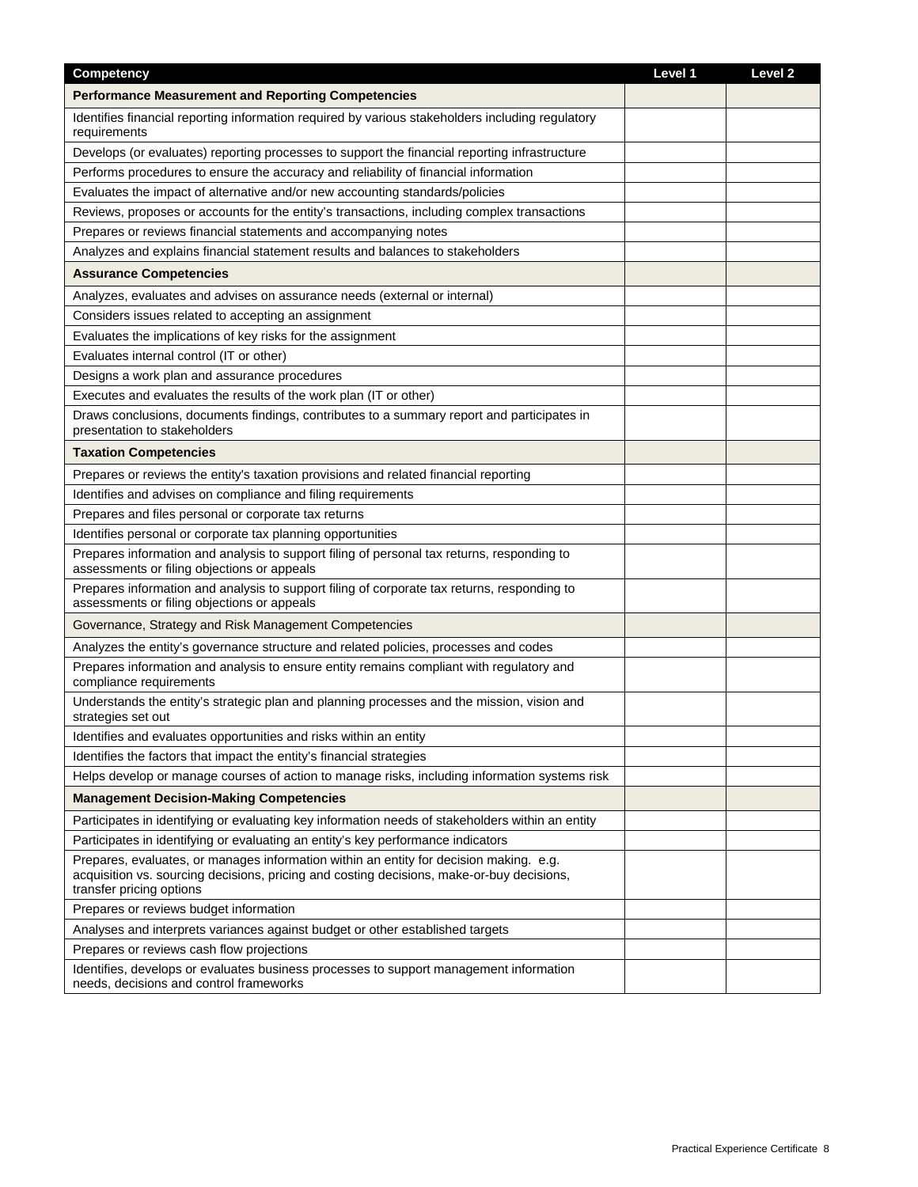| Competency | Level 1 | Level 2 |
|---|---|---|
| **Performance Measurement and Reporting Competencies** | | |
| Identifies financial reporting information required by various stakeholders including regulatory requirements | | |
| Develops (or evaluates) reporting processes to support the financial reporting infrastructure | | |
| Performs procedures to ensure the accuracy and reliability of financial information | | |
| Evaluates the impact of alternative and/or new accounting standards/policies | | |
| Reviews, proposes or accounts for the entity's transactions, including complex transactions | | |
| Prepares or reviews financial statements and accompanying notes | | |
| Analyzes and explains financial statement results and balances to stakeholders | | |
| **Assurance Competencies** | | |
| Analyzes, evaluates and advises on assurance needs (external or internal) | | |
| Considers issues related to accepting an assignment | | |
| Evaluates the implications of key risks for the assignment | | |
| Evaluates internal control (IT or other) | | |
| Designs a work plan and assurance procedures | | |
| Executes and evaluates the results of the work plan (IT or other) | | |
| Draws conclusions, documents findings, contributes to a summary report and participates in presentation to stakeholders | | |
| **Taxation Competencies** | | |
| Prepares or reviews the entity's taxation provisions and related financial reporting | | |
| Identifies and advises on compliance and filing requirements | | |
| Prepares and files personal or corporate tax returns | | |
| Identifies personal or corporate tax planning opportunities | | |
| Prepares information and analysis to support filing of personal tax returns, responding to assessments or filing objections or appeals | | |
| Prepares information and analysis to support filing of corporate tax returns, responding to assessments or filing objections or appeals | | |
| Governance, Strategy and Risk Management Competencies | | |
| Analyzes the entity's governance structure and related policies, processes and codes | | |
| Prepares information and analysis to ensure entity remains compliant with regulatory and compliance requirements | | |
| Understands the entity's strategic plan and planning processes and the mission, vision and strategies set out | | |
| Identifies and evaluates opportunities and risks within an entity | | |
| Identifies the factors that impact the entity's financial strategies | | |
| Helps develop or manage courses of action to manage risks, including information systems risk | | |
| **Management Decision-Making Competencies** | | |
| Participates in identifying or evaluating key information needs of stakeholders within an entity | | |
| Participates in identifying or evaluating an entity's key performance indicators | | |
| Prepares, evaluates, or manages information within an entity for decision making. e.g. acquisition vs. sourcing decisions, pricing and costing decisions, make-or-buy decisions, transfer pricing options | | |
| Prepares or reviews budget information | | |
| Analyses and interprets variances against budget or other established targets | | |
| Prepares or reviews cash flow projections | | |
| Identifies, develops or evaluates business processes to support management information needs, decisions and control frameworks | | |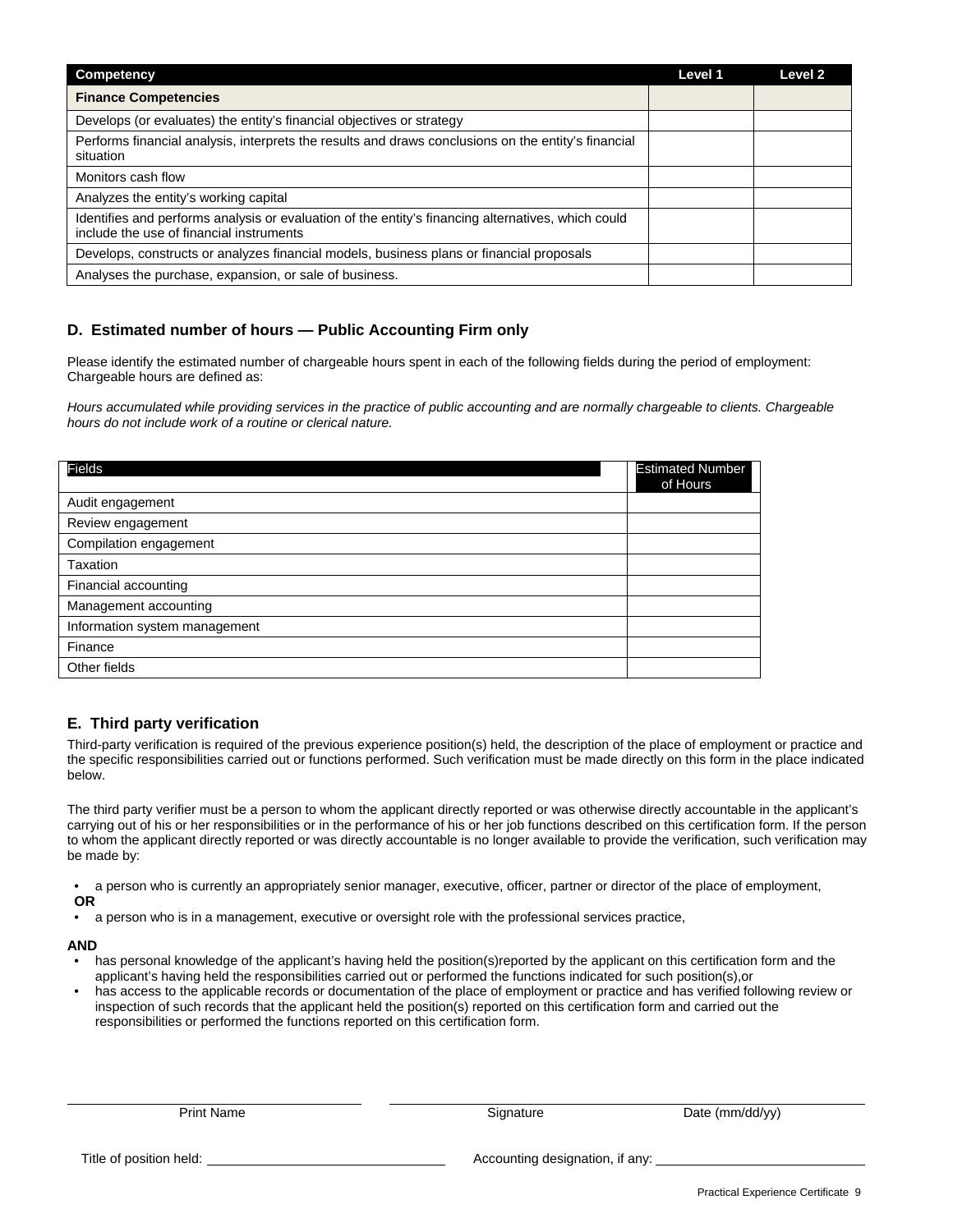| Competency | Level 1 | Level 2 |
|---|---|---|
| **Finance Competencies** | | |
| Develops (or evaluates) the entity's financial objectives or strategy | | |
| Performs financial analysis, interprets the results and draws conclusions on the entity's financial situation | | |
| Monitors cash flow | | |
| Analyzes the entity's working capital | | |
| Identifies and performs analysis or evaluation of the entity's financing alternatives, which could include the use of financial instruments | | |
| Develops, constructs or analyzes financial models, business plans or financial proposals | | |
| Analyses the purchase, expansion, or sale of business. | | |

### D. Estimated number of hours — Public Accounting Firm only

Please identify the estimated number of chargeable hours spent in each of the following fields during the period of employment: Chargeable hours are defined as:

*Hours accumulated while providing services in the practice of public accounting and are normally chargeable to clients. Chargeable hours do not include work of a routine or clerical nature.*

| Fields | Estimated Number of Hours |
|---|---|
| Audit engagement | |
| Review engagement | |
| Compilation engagement | |
| Taxation | |
| Financial accounting | |
| Management accounting | |
| Information system management | |
| Finance | |
| Other fields | |

### E. Third party verification

Third-party verification is required of the previous experience position(s) held, the description of the place of employment or practice and the specific responsibilities carried out or functions performed. Such verification must be made directly on this form in the place indicated below.

The third party verifier must be a person to whom the applicant directly reported or was otherwise directly accountable in the applicant's carrying out of his or her responsibilities or in the performance of his or her job functions described on this certification form. If the person to whom the applicant directly reported or was directly accountable is no longer available to provide the verification, such verification may be made by:

- a person who is currently an appropriately senior manager, executive, officer, partner or director of the place of employment,

**OR**

- a person who is in a management, executive or oversight role with the professional services practice,

**AND**

- has personal knowledge of the applicant's having held the position(s)reported by the applicant on this certification form and the applicant's having held the responsibilities carried out or performed the functions indicated for such position(s),or
- has access to the applicant records or documentation of the place of employment or practice and has verified following review or inspection of such records that the applicant held the position(s) reported on this certification form and carried out the responsibilities or performed the functions reported on this certification form.

_______________________________ &nbsp;&nbsp;&nbsp; _______________________________________________

Print Name &nbsp;&nbsp;&nbsp; Signature &nbsp;&nbsp;&nbsp; Date (mm/dd/yy)

Title of position held: _______________________ &nbsp;&nbsp;&nbsp; Accounting designation, if any: _______________________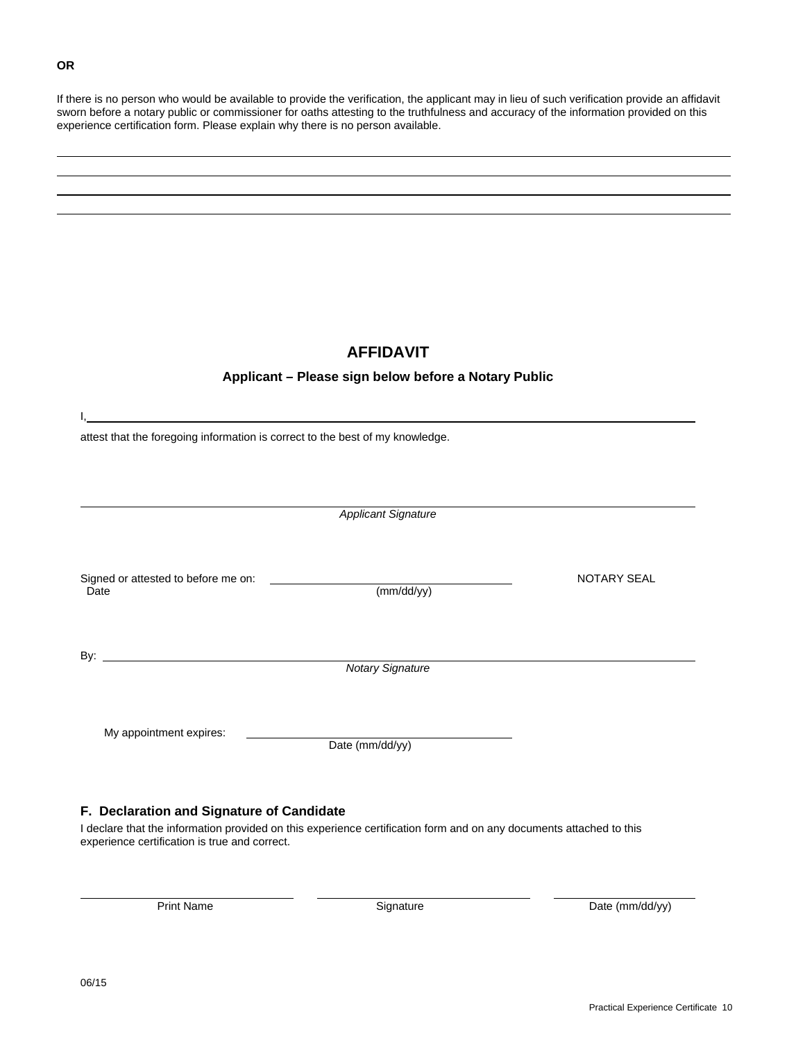**OR**

If there is no person who would be available to provide the verification, the applicant may in lieu of such verification provide an affidavit sworn before a notary public or commissioner for oaths attesting to the truthfulness and accuracy of the information provided on this experience certification form. Please explain why there is no person available.

\_\_\_\_\_\_\_\_\_\_\_\_\_\_\_\_\_\_\_\_\_\_\_\_\_\_\_\_\_\_\_\_\_\_\_\_\_\_\_\_\_\_\_\_\_\_\_\_\_\_\_\_\_\_\_\_\_\_\_\_\_\_\_\_\_\_\_\_\_\_

\_\_\_\_\_\_\_\_\_\_\_\_\_\_\_\_\_\_\_\_\_\_\_\_\_\_\_\_\_\_\_\_\_\_\_\_\_\_\_\_\_\_\_\_\_\_\_\_\_\_\_\_\_\_\_\_\_\_\_\_\_\_\_\_\_\_\_\_\_\_

\_\_\_\_\_\_\_\_\_\_\_\_\_\_\_\_\_\_\_\_\_\_\_\_\_\_\_\_\_\_\_\_\_\_\_\_\_\_\_\_\_\_\_\_\_\_\_\_\_\_\_\_\_\_\_\_\_\_\_\_\_\_\_\_\_\_\_\_\_\_

\_\_\_\_\_\_\_\_\_\_\_\_\_\_\_\_\_\_\_\_\_\_\_\_\_\_\_\_\_\_\_\_\_\_\_\_\_\_\_\_\_\_\_\_\_\_\_\_\_\_\_\_\_\_\_\_\_\_\_\_\_\_\_\_\_\_\_\_\_\_

## AFFIDAVIT

### Applicant – Please sign below before a Notary Public

I, \_\_\_\_\_\_\_\_\_\_\_\_\_\_\_\_\_\_\_\_\_\_\_\_\_\_\_\_\_\_\_\_\_\_\_\_\_\_\_\_\_\_\_\_\_\_\_\_\_\_\_\_\_\_\_\_\_\_\_\_\_\_\_\_

attest that the foregoing information is correct to the best of my knowledge.

\_\_\_\_\_\_\_\_\_\_\_\_\_\_\_\_\_\_\_\_\_\_\_\_\_\_\_\_\_\_\_\_\_\_\_\_\_\_\_\_\_\_\_\_\_\_\_\_\_\_\_\_\_\_\_\_\_\_\_\_\_\_\_\_\_\_\_\_\_\_
*Applicant Signature*

Signed or attested to before me on: \_\_\_\_\_\_\_\_\_\_\_\_\_\_\_\_\_\_\_\_\_\_\_\_\_\_\_\_ NOTARY SEAL
Date (mm/dd/yy)

By: \_\_\_\_\_\_\_\_\_\_\_\_\_\_\_\_\_\_\_\_\_\_\_\_\_\_\_\_\_\_\_\_\_\_\_\_\_\_\_\_\_\_\_\_\_\_\_\_\_\_\_\_\_\_\_\_\_\_\_\_\_\_\_\_
*Notary Signature*

My appointment expires: \_\_\_\_\_\_\_\_\_\_\_\_\_\_\_\_\_\_\_\_\_\_\_\_\_\_\_\_
Date (mm/dd/yy)

### F. Declaration and Signature of Candidate

I declare that the information provided on this experience certification form and on any documents attached to this experience certification is true and correct.

| | | |
|---|---|---|
| \_\_\_\_\_\_\_\_\_\_\_\_\_\_\_\_\_\_\_\_ | \_\_\_\_\_\_\_\_\_\_\_\_\_\_\_\_\_\_\_\_ | \_\_\_\_\_\_\_\_\_\_\_\_\_\_\_\_ |
| Print Name | Signature | Date (mm/dd/yy) |

06/15